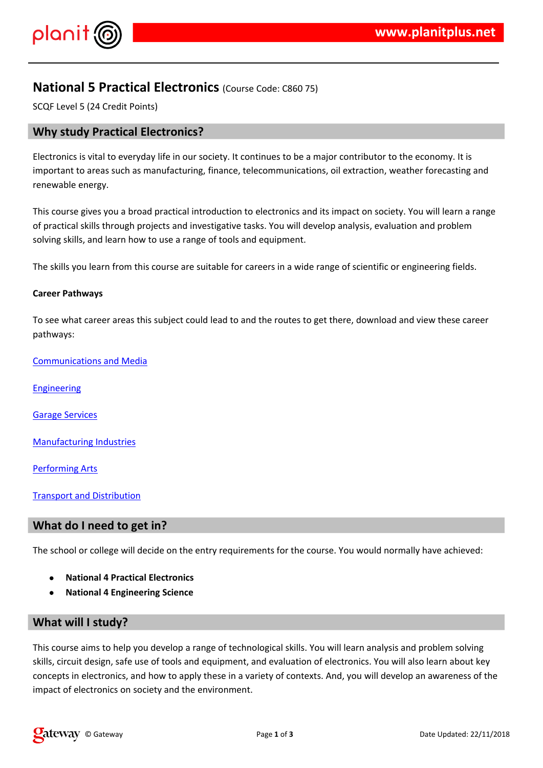# National 5 Practical Electronics (Course Code: C860 75)

SCQF Level 5 (24 Credit Points)

## Why study Practical Electronics?

Electronics is vital to everyday life in our society. It continues to be a major contributor to the economy. It is important to areas such as manufacturing, finance, telecommunications, oil extraction, weather forecasting and renewable energy.

This course gives you a broad practical introduction to electronics and its impact on society. You will learn a range of practical skills through projects and investigative tasks. You will develop analysis, evaluation and problem solving skills, and learn how to use a range of tools and equipment.

The skills you learn from this course are suitable for careers in a wide range of scientific or engineering fields.

**Career Pathways**

To see what career areas this subject could lead to and the routes to get there, download and view these career pathways:

Communications and Media

Engineering

Garage Services

Manufacturing Industries

Performing Arts

Transport and Distribution

## What do I need to get in?

The school or college will decide on the entry requirements for the course. You would normally have achieved:

- **National 4 Practical Electronics**
- **National 4 Engineering Science**

## What will I study?

This course aims to help you develop a range of technological skills. You will learn analysis and problem solving skills, circuit design, safe use of tools and equipment, and evaluation of electronics. You will also learn about key concepts in electronics, and how to apply these in a variety of contexts. And, you will develop an awareness of the impact of electronics on society and the environment.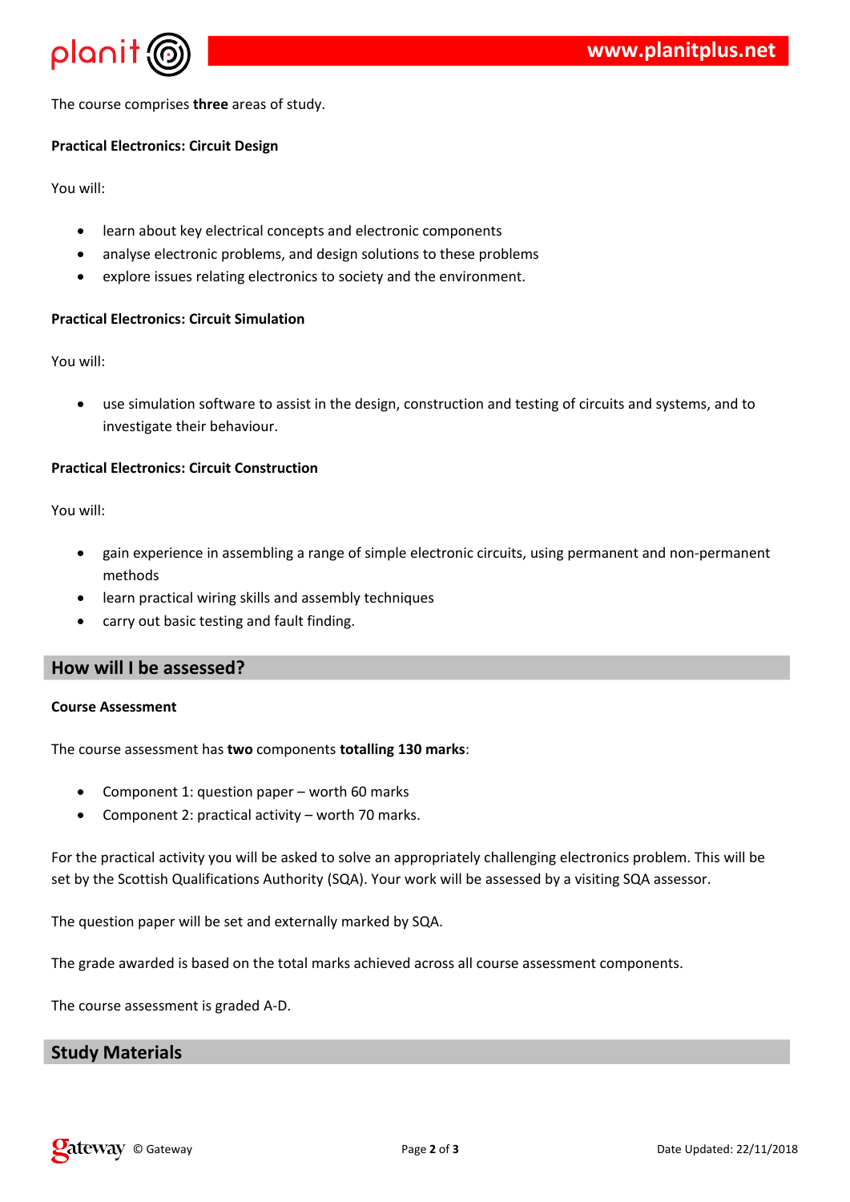The course comprises **three** areas of study.

**Practical Electronics: Circuit Design**

You will:

- learn about key electrical concepts and electronic components
- analyse electronic problems, and design solutions to these problems
- explore issues relating electronics to society and the environment.

**Practical Electronics: Circuit Simulation**

You will:

- use simulation software to assist in the design, construction and testing of circuits and systems, and to investigate their behaviour.

**Practical Electronics: Circuit Construction**

You will:

- gain experience in assembling a range of simple electronic circuits, using permanent and non-permanent methods
- learn practical wiring skills and assembly techniques
- carry out basic testing and fault finding.

## How will I be assessed?

**Course Assessment**

The course assessment has **two** components **totalling 130 marks**:

- Component 1: question paper – worth 60 marks
- Component 2: practical activity – worth 70 marks.

For the practical activity you will be asked to solve an appropriately challenging electronics problem. This will be set by the Scottish Qualifications Authority (SQA). Your work will be assessed by a visiting SQA assessor.

The question paper will be set and externally marked by SQA.

The grade awarded is based on the total marks achieved across all course assessment components.

The course assessment is graded A-D.

## Study Materials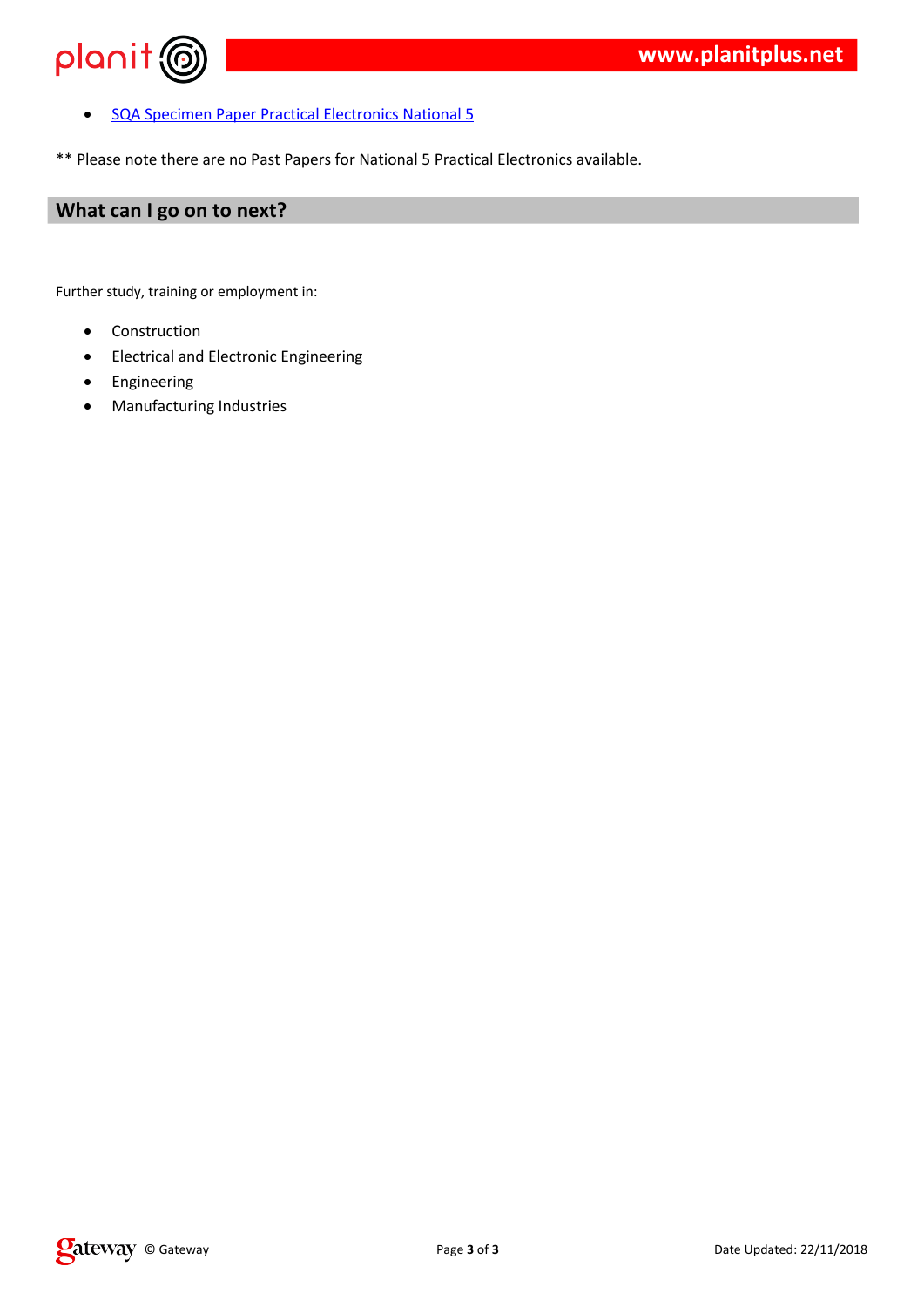- [SQA Specimen Paper Practical Electronics National 5]

** Please note there are no Past Papers for National 5 Practical Electronics available.

## What can I go on to next?

Further study, training or employment in:

- Construction
- Electrical and Electronic Engineering
- Engineering
- Manufacturing Industries